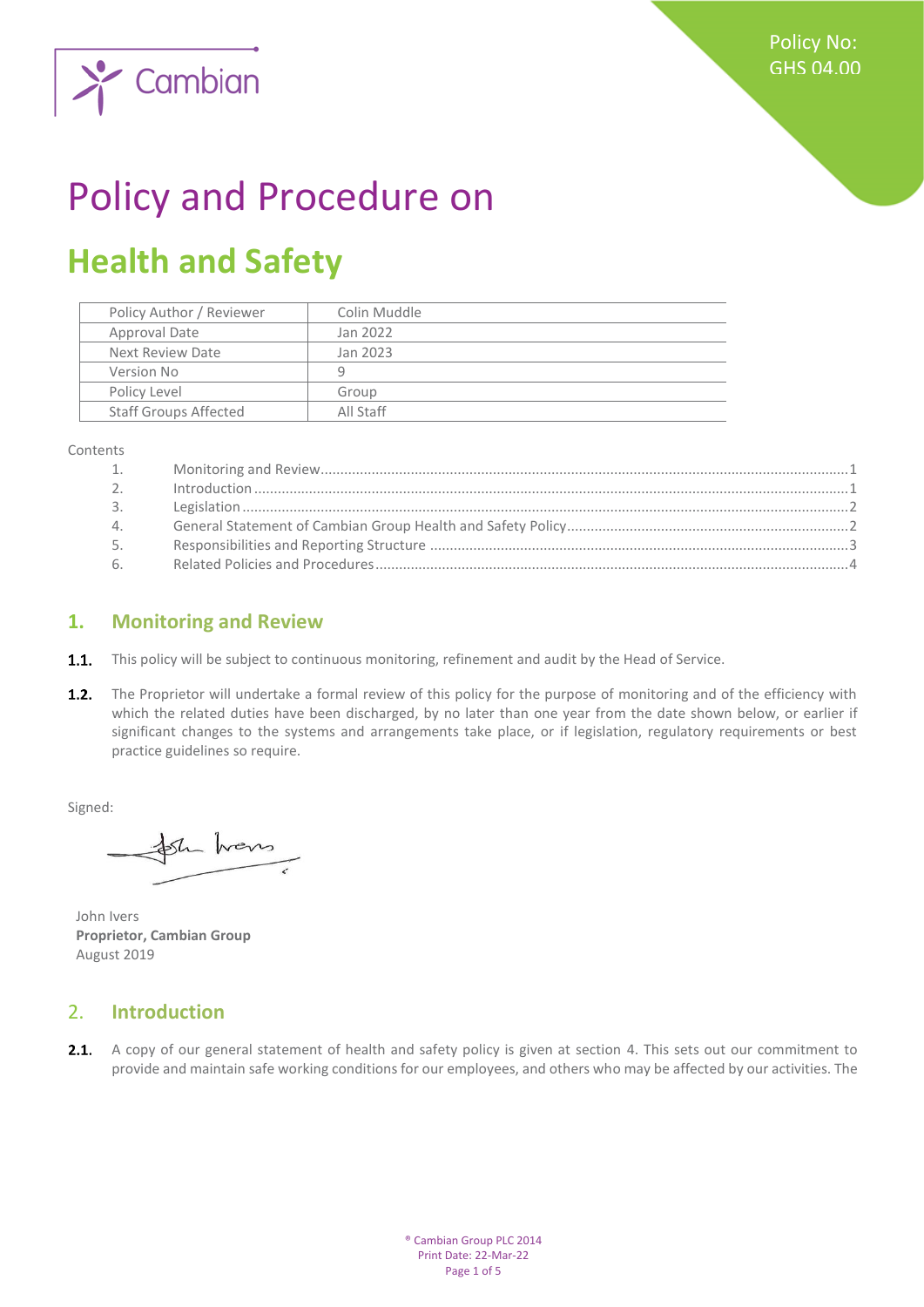Policy No: GHS 04.00

# Policy and Procedure on

# Health and Safety

| Policy Author / Reviewer | Colin Muddle |
|---|---|
| Approval Date | Jan 2022 |
| Next Review Date | Jan 2023 |
| Version No | 9 |
| Policy Level | Group |
| Staff Groups Affected | All Staff |

Contents

1. Monitoring and Review ....... 1
2. Introduction ....... 1
3. Legislation ....... 2
4. General Statement of Cambian Group Health and Safety Policy ....... 2
5. Responsibilities and Reporting Structure ....... 3
6. Related Policies and Procedures ....... 4

## 1. Monitoring and Review

**1.1.** This policy will be subject to continuous monitoring, refinement and audit by the Head of Service.

**1.2.** The Proprietor will undertake a formal review of this policy for the purpose of monitoring and of the efficiency with which the related duties have been discharged, by no later than one year from the date shown below, or earlier if significant changes to the systems and arrangements take place, or if legislation, regulatory requirements or best practice guidelines so require.

Signed:

John Ivers
**Proprietor, Cambian Group**
August 2019

## 2. Introduction

**2.1.** A copy of our general statement of health and safety policy is given at section 4. This sets out our commitment to provide and maintain safe working conditions for our employees, and others who may be affected by our activities. The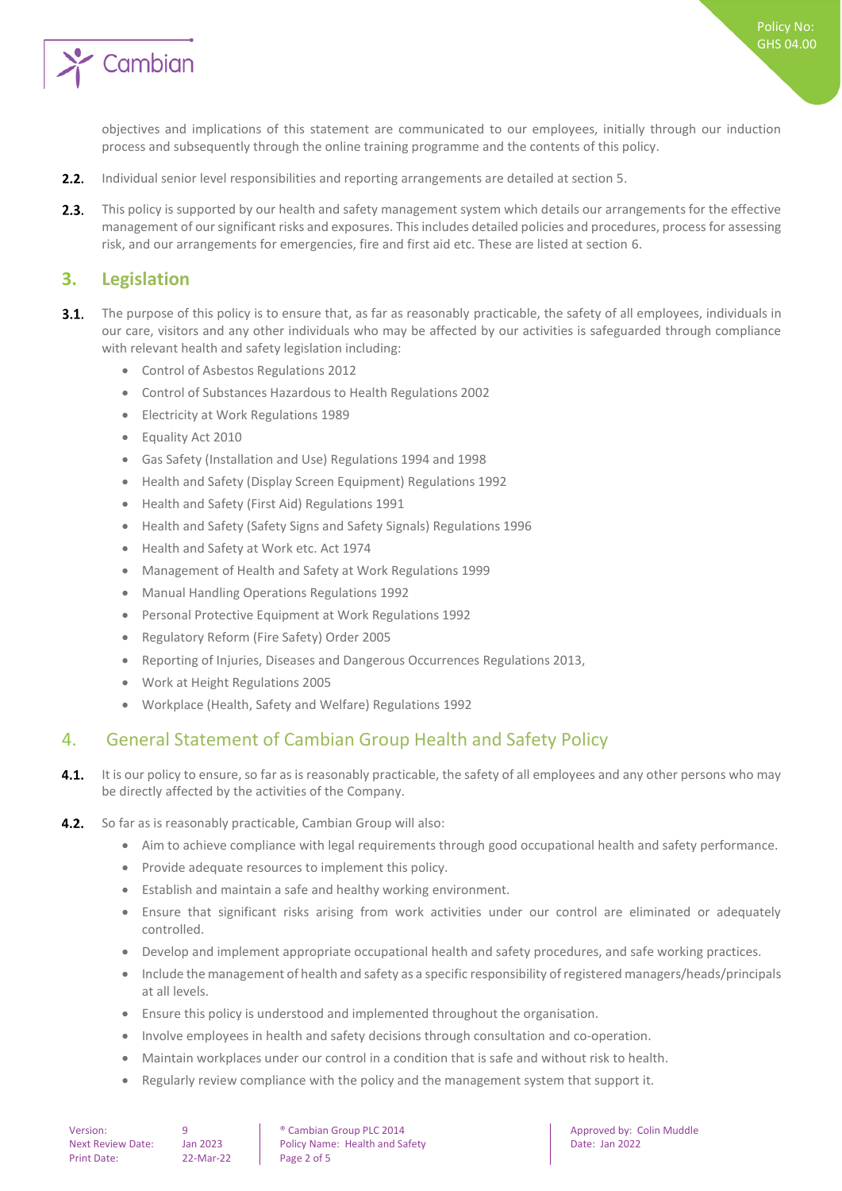objectives and implications of this statement are communicated to our employees, initially through our induction process and subsequently through the online training programme and the contents of this policy.

**2.2.** Individual senior level responsibilities and reporting arrangements are detailed at section 5.

**2.3.** This policy is supported by our health and safety management system which details our arrangements for the effective management of our significant risks and exposures. This includes detailed policies and procedures, process for assessing risk, and our arrangements for emergencies, fire and first aid etc. These are listed at section 6.

## 3. Legislation

**3.1.** The purpose of this policy is to ensure that, as far as reasonably practicable, the safety of all employees, individuals in our care, visitors and any other individuals who may be affected by our activities is safeguarded through compliance with relevant health and safety legislation including:

- Control of Asbestos Regulations 2012
- Control of Substances Hazardous to Health Regulations 2002
- Electricity at Work Regulations 1989
- Equality Act 2010
- Gas Safety (Installation and Use) Regulations 1994 and 1998
- Health and Safety (Display Screen Equipment) Regulations 1992
- Health and Safety (First Aid) Regulations 1991
- Health and Safety (Safety Signs and Safety Signals) Regulations 1996
- Health and Safety at Work etc. Act 1974
- Management of Health and Safety at Work Regulations 1999
- Manual Handling Operations Regulations 1992
- Personal Protective Equipment at Work Regulations 1992
- Regulatory Reform (Fire Safety) Order 2005
- Reporting of Injuries, Diseases and Dangerous Occurrences Regulations 2013,
- Work at Height Regulations 2005
- Workplace (Health, Safety and Welfare) Regulations 1992

## 4. General Statement of Cambian Group Health and Safety Policy

**4.1.** It is our policy to ensure, so far as is reasonably practicable, the safety of all employees and any other persons who may be directly affected by the activities of the Company.

**4.2.** So far as is reasonably practicable, Cambian Group will also:

- Aim to achieve compliance with legal requirements through good occupational health and safety performance.
- Provide adequate resources to implement this policy.
- Establish and maintain a safe and healthy working environment.
- Ensure that significant risks arising from work activities under our control are eliminated or adequately controlled.
- Develop and implement appropriate occupational health and safety procedures, and safe working practices.
- Include the management of health and safety as a specific responsibility of registered managers/heads/principals at all levels.
- Ensure this policy is understood and implemented throughout the organisation.
- Involve employees in health and safety decisions through consultation and co-operation.
- Maintain workplaces under our control in a condition that is safe and without risk to health.
- Regularly review compliance with the policy and the management system that support it.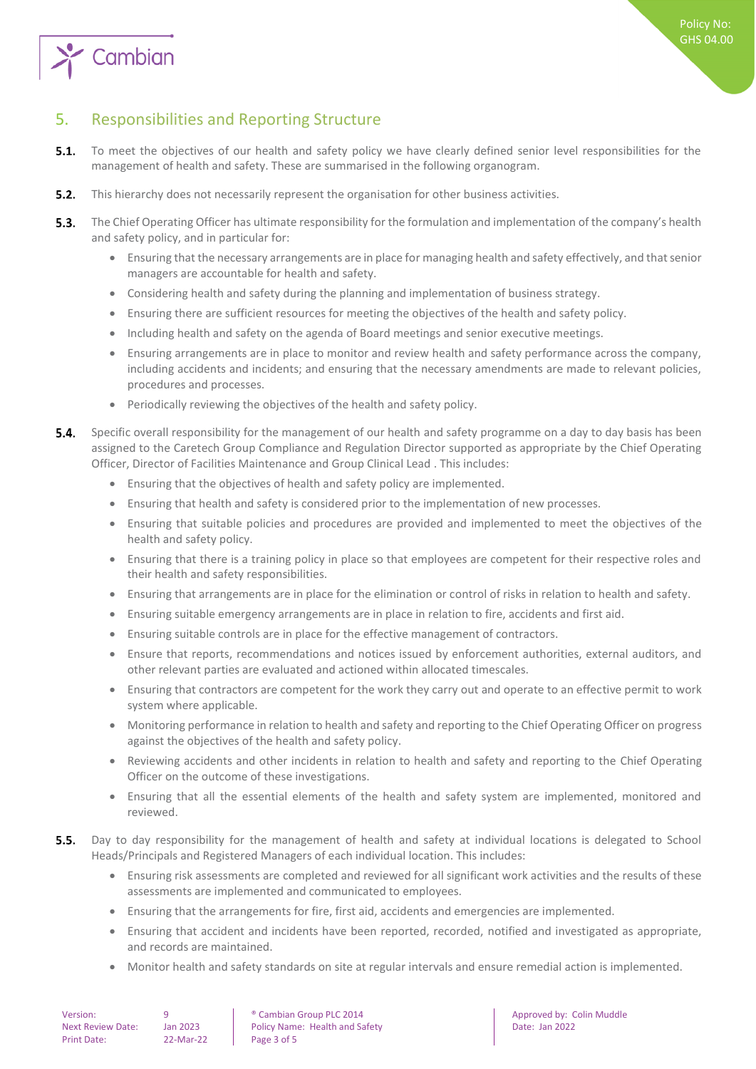## 5. Responsibilities and Reporting Structure

**5.1.** To meet the objectives of our health and safety policy we have clearly defined senior level responsibilities for the management of health and safety. These are summarised in the following organogram.

**5.2.** This hierarchy does not necessarily represent the organisation for other business activities.

**5.3.** The Chief Operating Officer has ultimate responsibility for the formulation and implementation of the company's health and safety policy, and in particular for:

- Ensuring that the necessary arrangements are in place for managing health and safety effectively, and that senior managers are accountable for health and safety.
- Considering health and safety during the planning and implementation of business strategy.
- Ensuring there are sufficient resources for meeting the objectives of the health and safety policy.
- Including health and safety on the agenda of Board meetings and senior executive meetings.
- Ensuring arrangements are in place to monitor and review health and safety performance across the company, including accidents and incidents; and ensuring that the necessary amendments are made to relevant policies, procedures and processes.
- Periodically reviewing the objectives of the health and safety policy.

**5.4.** Specific overall responsibility for the management of our health and safety programme on a day to day basis has been assigned to the Caretech Group Compliance and Regulation Director supported as appropriate by the Chief Operating Officer, Director of Facilities Maintenance and Group Clinical Lead . This includes:

- Ensuring that the objectives of health and safety policy are implemented.
- Ensuring that health and safety is considered prior to the implementation of new processes.
- Ensuring that suitable policies and procedures are provided and implemented to meet the objectives of the health and safety policy.
- Ensuring that there is a training policy in place so that employees are competent for their respective roles and their health and safety responsibilities.
- Ensuring that arrangements are in place for the elimination or control of risks in relation to health and safety.
- Ensuring suitable emergency arrangements are in place in relation to fire, accidents and first aid.
- Ensuring suitable controls are in place for the effective management of contractors.
- Ensure that reports, recommendations and notices issued by enforcement authorities, external auditors, and other relevant parties are evaluated and actioned within allocated timescales.
- Ensuring that contractors are competent for the work they carry out and operate to an effective permit to work system where applicable.
- Monitoring performance in relation to health and safety and reporting to the Chief Operating Officer on progress against the objectives of the health and safety policy.
- Reviewing accidents and other incidents in relation to health and safety and reporting to the Chief Operating Officer on the outcome of these investigations.
- Ensuring that all the essential elements of the health and safety system are implemented, monitored and reviewed.

**5.5.** Day to day responsibility for the management of health and safety at individual locations is delegated to School Heads/Principals and Registered Managers of each individual location. This includes:

- Ensuring risk assessments are completed and reviewed for all significant work activities and the results of these assessments are implemented and communicated to employees.
- Ensuring that the arrangements for fire, first aid, accidents and emergencies are implemented.
- Ensuring that accident and incidents have been reported, recorded, notified and investigated as appropriate, and records are maintained.
- Monitor health and safety standards on site at regular intervals and ensure remedial action is implemented.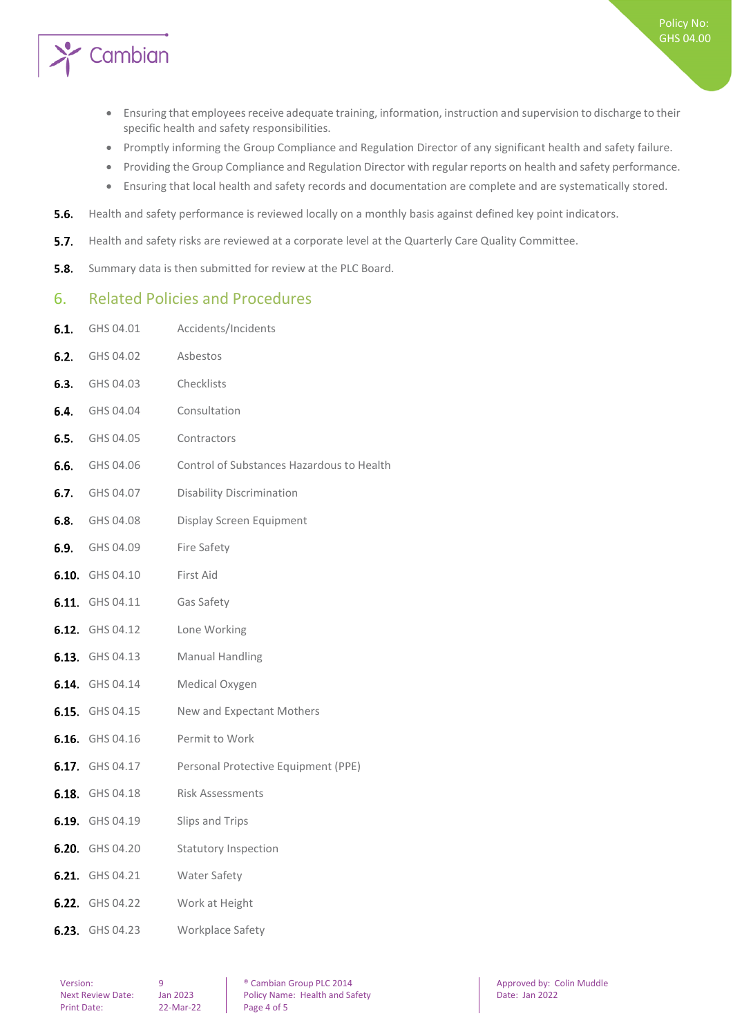- Ensuring that employees receive adequate training, information, instruction and supervision to discharge to their specific health and safety responsibilities.
- Promptly informing the Group Compliance and Regulation Director of any significant health and safety failure.
- Providing the Group Compliance and Regulation Director with regular reports on health and safety performance.
- Ensuring that local health and safety records and documentation are complete and are systematically stored.

**5.6.** Health and safety performance is reviewed locally on a monthly basis against defined key point indicators.

**5.7.** Health and safety risks are reviewed at a corporate level at the Quarterly Care Quality Committee.

**5.8.** Summary data is then submitted for review at the PLC Board.

## 6. Related Policies and Procedures

**6.1.** GHS 04.01 Accidents/Incidents

**6.2.** GHS 04.02 Asbestos

**6.3.** GHS 04.03 Checklists

**6.4.** GHS 04.04 Consultation

**6.5.** GHS 04.05 Contractors

**6.6.** GHS 04.06 Control of Substances Hazardous to Health

**6.7.** GHS 04.07 Disability Discrimination

**6.8.** GHS 04.08 Display Screen Equipment

**6.9.** GHS 04.09 Fire Safety

**6.10.** GHS 04.10 First Aid

**6.11.** GHS 04.11 Gas Safety

**6.12.** GHS 04.12 Lone Working

**6.13.** GHS 04.13 Manual Handling

**6.14.** GHS 04.14 Medical Oxygen

**6.15.** GHS 04.15 New and Expectant Mothers

**6.16.** GHS 04.16 Permit to Work

**6.17.** GHS 04.17 Personal Protective Equipment (PPE)

**6.18.** GHS 04.18 Risk Assessments

**6.19.** GHS 04.19 Slips and Trips

**6.20.** GHS 04.20 Statutory Inspection

**6.21.** GHS 04.21 Water Safety

**6.22.** GHS 04.22 Work at Height

**6.23.** GHS 04.23 Workplace Safety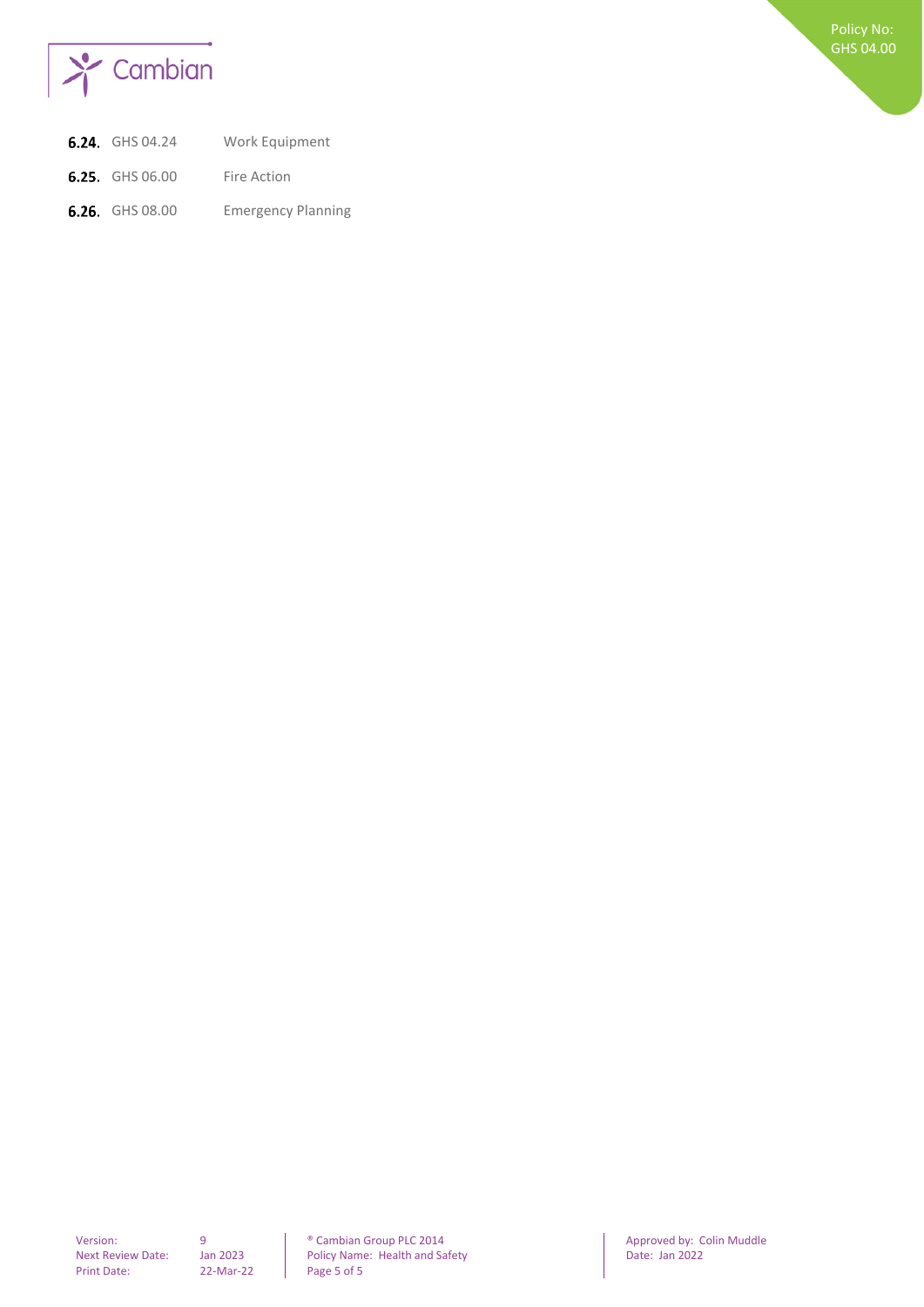**6.24.** GHS 04.24 Work Equipment

**6.25.** GHS 06.00 Fire Action

**6.26.** GHS 08.00 Emergency Planning